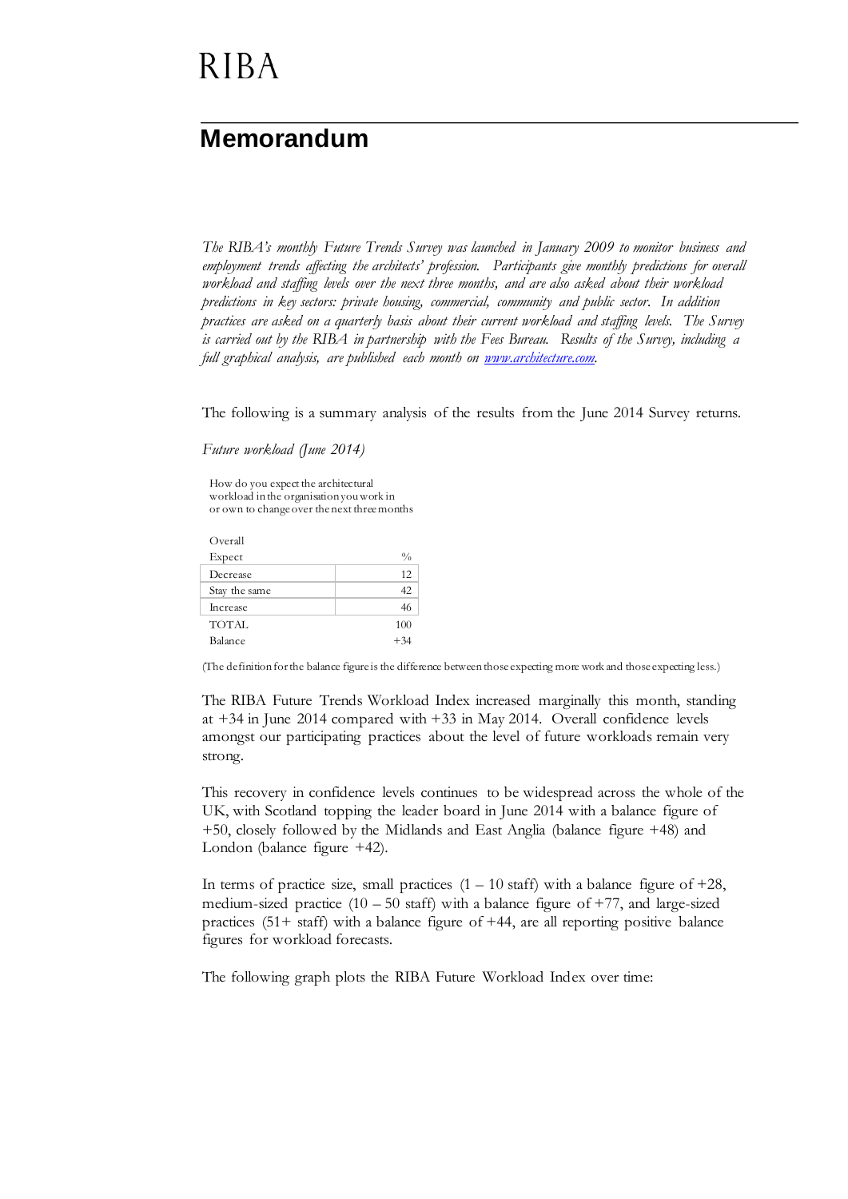RIBA

# Memorandum

*The RIBA's monthly Future Trends Survey was launched in January 2009 to monitor business and employment trends affecting the architects' profession. Participants give monthly predictions for overall workload and staffing levels over the next three months, and are also asked about their workload predictions in key sectors: private housing, commercial, community and public sector. In addition practices are asked on a quarterly basis about their current workload and staffing levels. The Survey is carried out by the RIBA in partnership with the Fees Bureau. Results of the Survey, including a full graphical analysis, are published each month on [www.architecture.com](www.architecture.com).*

The following is a summary analysis of the results from the June 2014 Survey returns.

*Future workload (June 2014)*

How do you expect the architectural workload in the organisation you work in or own to change over the next three months

| Overall Expect | % |
|---|---|
| Decrease | 12 |
| Stay the same | 42 |
| Increase | 46 |
| TOTAL | 100 |
| Balance | +34 |

(The definition for the balance figure is the difference between those expecting more work and those expecting less.)

The RIBA Future Trends Workload Index increased marginally this month, standing at +34 in June 2014 compared with +33 in May 2014. Overall confidence levels amongst our participating practices about the level of future workloads remain very strong.

This recovery in confidence levels continues to be widespread across the whole of the UK, with Scotland topping the leader board in June 2014 with a balance figure of +50, closely followed by the Midlands and East Anglia (balance figure +48) and London (balance figure +42).

In terms of practice size, small practices (1 – 10 staff) with a balance figure of +28, medium-sized practice (10 – 50 staff) with a balance figure of +77, and large-sized practices (51+ staff) with a balance figure of +44, are all reporting positive balance figures for workload forecasts.

The following graph plots the RIBA Future Workload Index over time: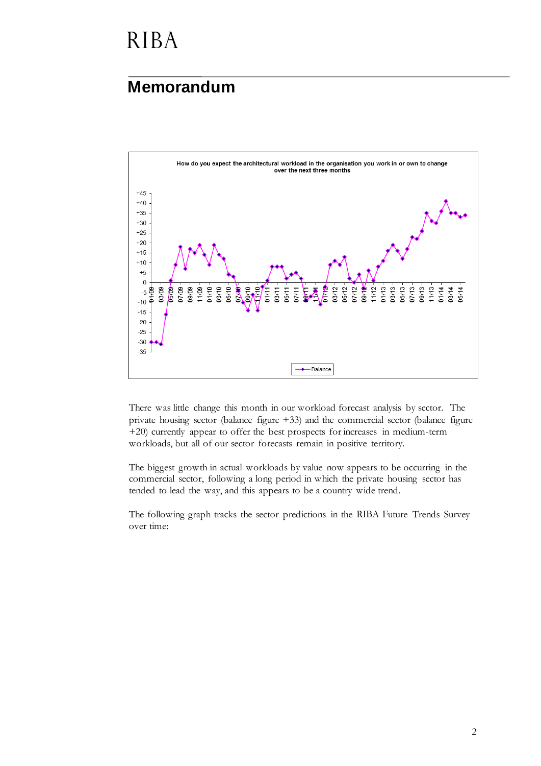# Memorandum

How do you expect the architectural workload in the organisation you work in or own to change over the next three months

There was little change this month in our workload forecast analysis by sector. The private housing sector (balance figure +33) and the commercial sector (balance figure +20) currently appear to offer the best prospects for increases in medium-term workloads, but all of our sector forecasts remain in positive territory.

The biggest growth in actual workloads by value now appears to be occurring in the commercial sector, following a long period in which the private housing sector has tended to lead the way, and this appears to be a country wide trend.

The following graph tracks the sector predictions in the RIBA Future Trends Survey over time: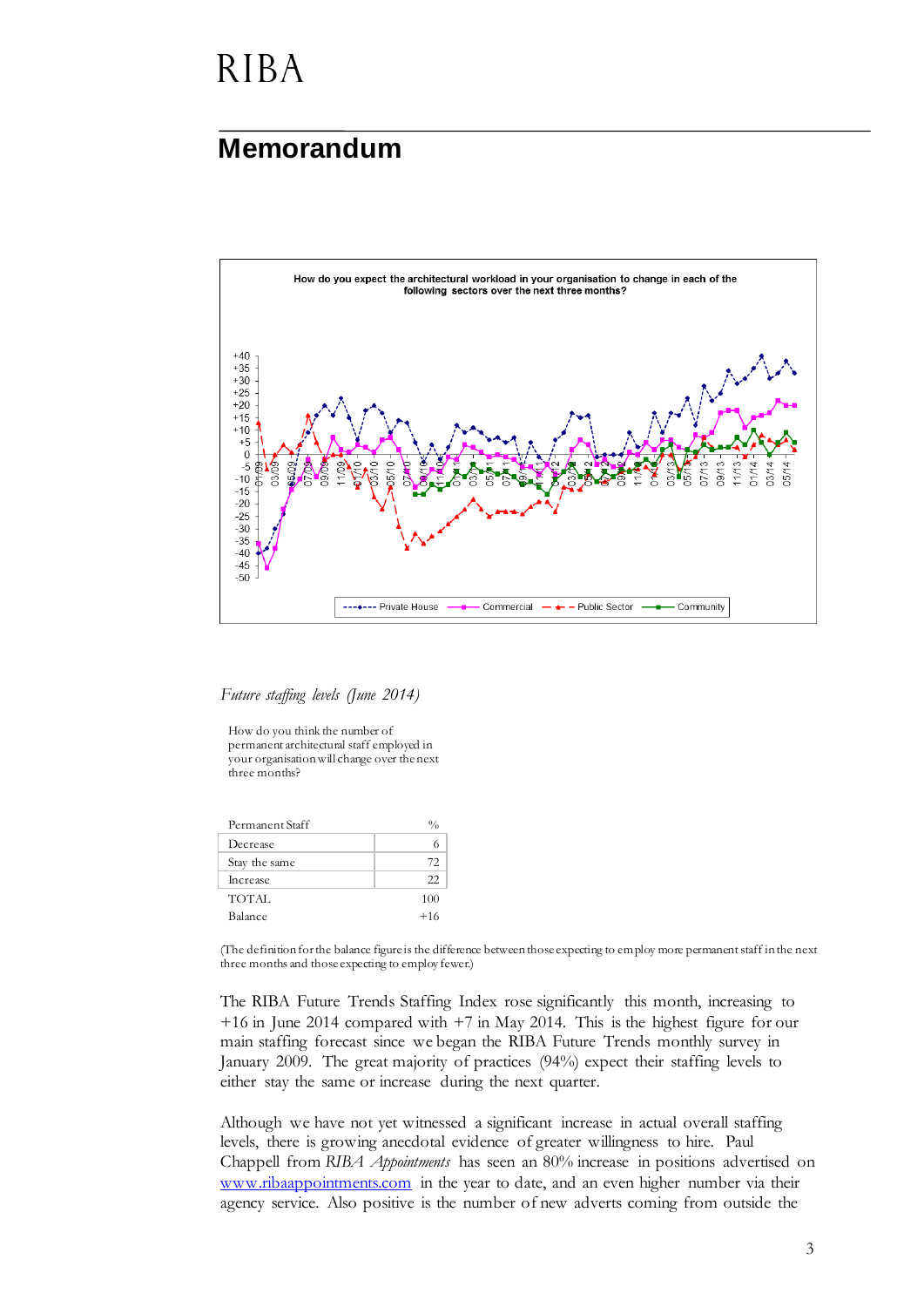RIBA

# Memorandum

How do you expect the architectural workload in your organisation to change in each of the following sectors over the next three months?

*Future staffing levels (June 2014)*

How do you think the number of permanent architectural staff employed in your organisation will change over the next three months?

| Permanent Staff | % |
|---|---|
| Decrease | 6 |
| Stay the same | 72 |
| Increase | 22 |
| TOTAL | 100 |
| Balance | +16 |

(The definition for the balance figure is the difference between those expecting to employ more permanent staff in the next three months and those expecting to employ fewer.)

The RIBA Future Trends Staffing Index rose significantly this month, increasing to +16 in June 2014 compared with +7 in May 2014. This is the highest figure for our main staffing forecast since we began the RIBA Future Trends monthly survey in January 2009. The great majority of practices (94%) expect their staffing levels to either stay the same or increase during the next quarter.

Although we have not yet witnessed a significant increase in actual overall staffing levels, there is growing anecdotal evidence of greater willingness to hire. Paul Chappell from *RIBA Appointments* has seen an 80% increase in positions advertised on www.ribaappointments.com in the year to date, and an even higher number via their agency service. Also positive is the number of new adverts coming from outside the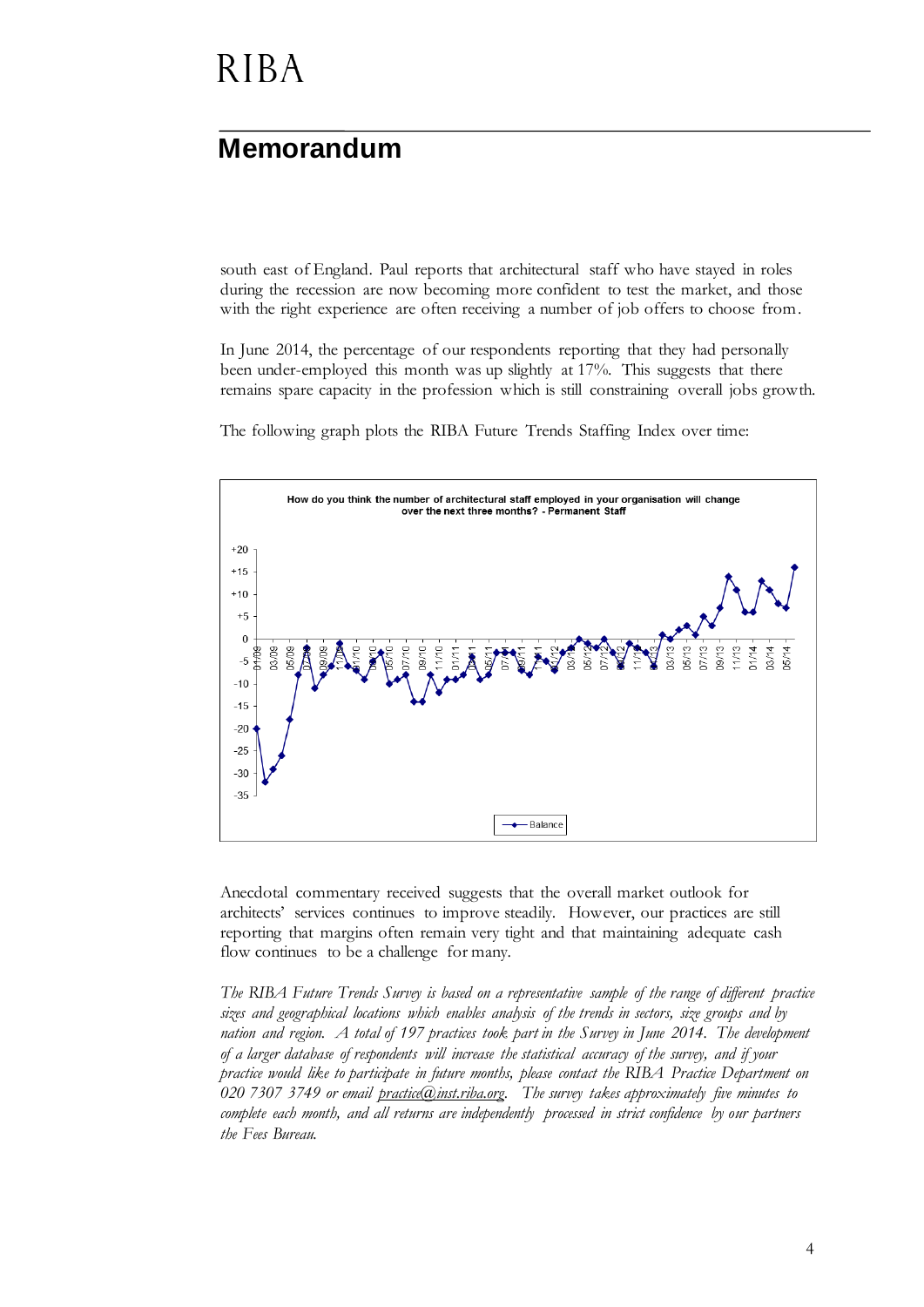RIBA

# Memorandum

south east of England. Paul reports that architectural staff who have stayed in roles during the recession are now becoming more confident to test the market, and those with the right experience are often receiving a number of job offers to choose from.

In June 2014, the percentage of our respondents reporting that they had personally been under-employed this month was up slightly at 17%. This suggests that there remains spare capacity in the profession which is still constraining overall jobs growth.

The following graph plots the RIBA Future Trends Staffing Index over time:

How do you think the number of architectural staff employed in your organisation will change over the next three months? - Permanent Staff

+20
+15
+10
+5
0
-5
-10
-15
-20
-25
-30
-35

01/09, 03/09, 05/09, 07/09, 09/09, 11/09, 01/10, 03/10, 05/10, 07/10, 09/10, 11/10, 01/11, 03/11, 05/11, 07/11, 09/11, 11/11, 01/12, 03/12, 05/12, 07/12, 09/12, 11/12, 01/13, 03/13, 05/13, 07/13, 09/13, 11/13, 01/14, 03/14, 05/14

Balance

Anecdotal commentary received suggests that the overall market outlook for architects' services continues to improve steadily. However, our practices are still reporting that margins often remain very tight and that maintaining adequate cash flow continues to be a challenge for many.

*The RIBA Future Trends Survey is based on a representative sample of the range of different practice sizes and geographical locations which enables analysis of the trends in sectors, size groups and by nation and region. A total of 197 practices took part in the Survey in June 2014. The development of a larger database of respondents will increase the statistical accuracy of the survey, and if your practice would like to participate in future months, please contact the RIBA Practice Department on 020 7307 3749 or email practice@inst.riba.org. The survey takes approximately five minutes to complete each month, and all returns are independently processed in strict confidence by our partners the Fees Bureau.*